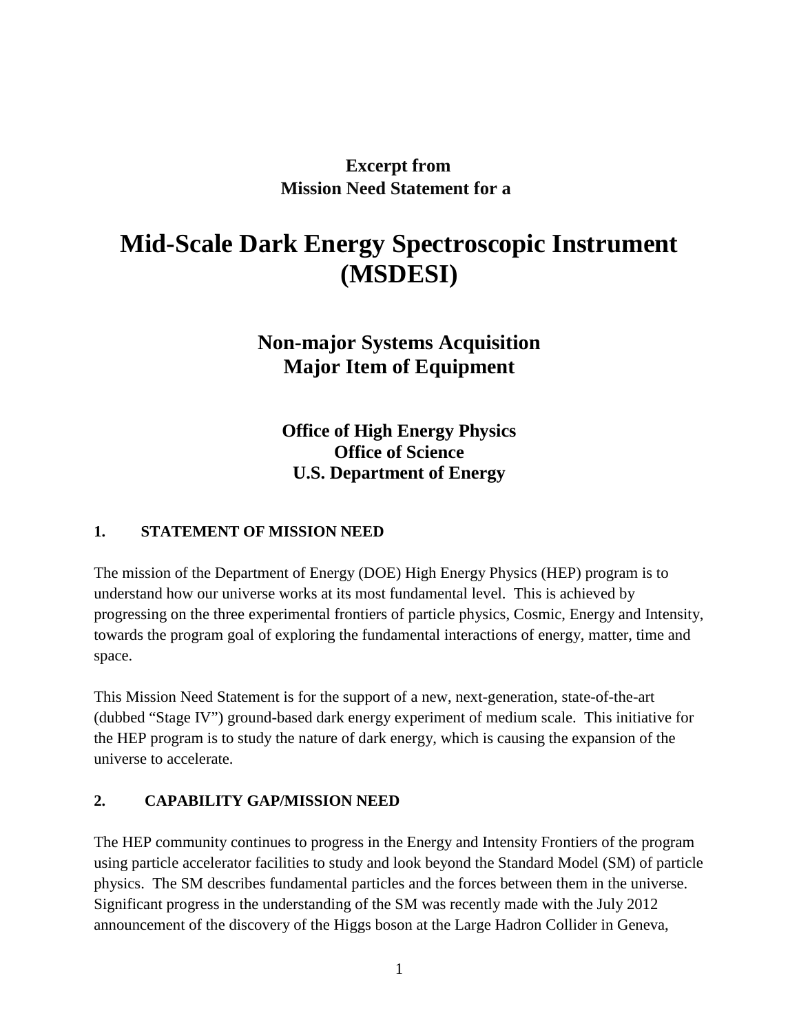**Excerpt from**
**Mission Need Statement for a**

# Mid-Scale Dark Energy Spectroscopic Instrument (MSDESI)

## Non-major Systems Acquisition
## Major Item of Equipment

**Office of High Energy Physics**
**Office of Science**
**U.S. Department of Energy**

### 1. STATEMENT OF MISSION NEED

The mission of the Department of Energy (DOE) High Energy Physics (HEP) program is to understand how our universe works at its most fundamental level. This is achieved by progressing on the three experimental frontiers of particle physics, Cosmic, Energy and Intensity, towards the program goal of exploring the fundamental interactions of energy, matter, time and space.

This Mission Need Statement is for the support of a new, next-generation, state-of-the-art (dubbed "Stage IV") ground-based dark energy experiment of medium scale. This initiative for the HEP program is to study the nature of dark energy, which is causing the expansion of the universe to accelerate.

### 2. CAPABILITY GAP/MISSION NEED

The HEP community continues to progress in the Energy and Intensity Frontiers of the program using particle accelerator facilities to study and look beyond the Standard Model (SM) of particle physics. The SM describes fundamental particles and the forces between them in the universe. Significant progress in the understanding of the SM was recently made with the July 2012 announcement of the discovery of the Higgs boson at the Large Hadron Collider in Geneva,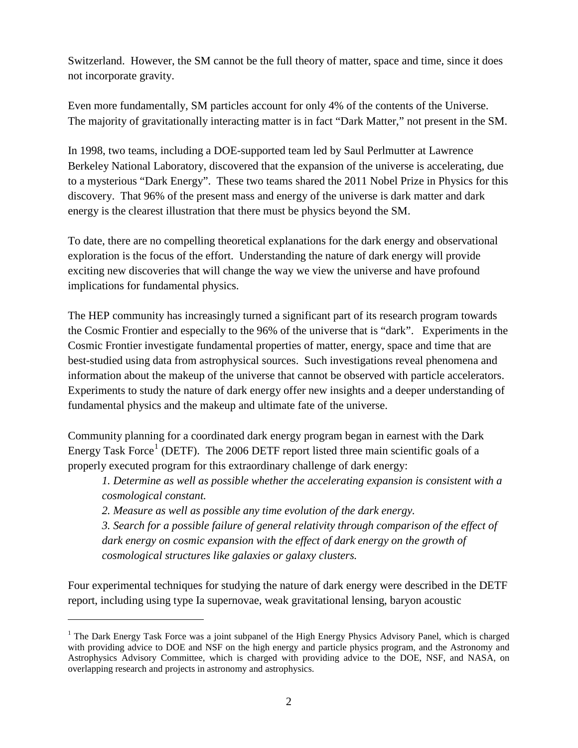Switzerland. However, the SM cannot be the full theory of matter, space and time, since it does not incorporate gravity.

Even more fundamentally, SM particles account for only 4% of the contents of the Universe. The majority of gravitationally interacting matter is in fact "Dark Matter," not present in the SM.

In 1998, two teams, including a DOE-supported team led by Saul Perlmutter at Lawrence Berkeley National Laboratory, discovered that the expansion of the universe is accelerating, due to a mysterious "Dark Energy". These two teams shared the 2011 Nobel Prize in Physics for this discovery. That 96% of the present mass and energy of the universe is dark matter and dark energy is the clearest illustration that there must be physics beyond the SM.

To date, there are no compelling theoretical explanations for the dark energy and observational exploration is the focus of the effort. Understanding the nature of dark energy will provide exciting new discoveries that will change the way we view the universe and have profound implications for fundamental physics.

The HEP community has increasingly turned a significant part of its research program towards the Cosmic Frontier and especially to the 96% of the universe that is "dark". Experiments in the Cosmic Frontier investigate fundamental properties of matter, energy, space and time that are best-studied using data from astrophysical sources. Such investigations reveal phenomena and information about the makeup of the universe that cannot be observed with particle accelerators. Experiments to study the nature of dark energy offer new insights and a deeper understanding of fundamental physics and the makeup and ultimate fate of the universe.

Community planning for a coordinated dark energy program began in earnest with the Dark Energy Task Force[1] (DETF). The 2006 DETF report listed three main scientific goals of a properly executed program for this extraordinary challenge of dark energy:

> *1. Determine as well as possible whether the accelerating expansion is consistent with a cosmological constant.*
>
> *2. Measure as well as possible any time evolution of the dark energy.*
>
> *3. Search for a possible failure of general relativity through comparison of the effect of dark energy on cosmic expansion with the effect of dark energy on the growth of cosmological structures like galaxies or galaxy clusters.*

Four experimental techniques for studying the nature of dark energy were described in the DETF report, including using type Ia supernovae, weak gravitational lensing, baryon acoustic

---

[1] The Dark Energy Task Force was a joint subpanel of the High Energy Physics Advisory Panel, which is charged with providing advice to DOE and NSF on the high energy and particle physics program, and the Astronomy and Astrophysics Advisory Committee, which is charged with providing advice to the DOE, NSF, and NASA, on overlapping research and projects in astronomy and astrophysics.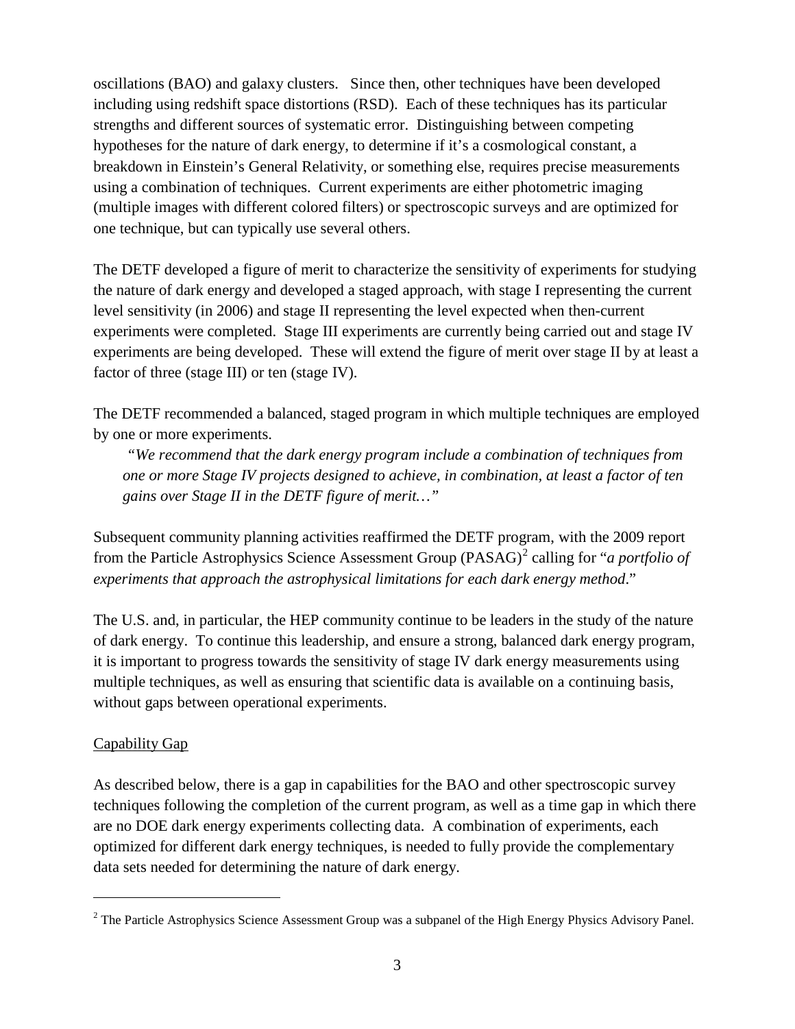oscillations (BAO) and galaxy clusters. Since then, other techniques have been developed including using redshift space distortions (RSD). Each of these techniques has its particular strengths and different sources of systematic error. Distinguishing between competing hypotheses for the nature of dark energy, to determine if it's a cosmological constant, a breakdown in Einstein's General Relativity, or something else, requires precise measurements using a combination of techniques. Current experiments are either photometric imaging (multiple images with different colored filters) or spectroscopic surveys and are optimized for one technique, but can typically use several others.

The DETF developed a figure of merit to characterize the sensitivity of experiments for studying the nature of dark energy and developed a staged approach, with stage I representing the current level sensitivity (in 2006) and stage II representing the level expected when then-current experiments were completed. Stage III experiments are currently being carried out and stage IV experiments are being developed. These will extend the figure of merit over stage II by at least a factor of three (stage III) or ten (stage IV).

The DETF recommended a balanced, staged program in which multiple techniques are employed by one or more experiments.

> "*We recommend that the dark energy program include a combination of techniques from one or more Stage IV projects designed to achieve, in combination, at least a factor of ten gains over Stage II in the DETF figure of merit…*"

Subsequent community planning activities reaffirmed the DETF program, with the 2009 report from the Particle Astrophysics Science Assessment Group (PASAG)[2] calling for "*a portfolio of experiments that approach the astrophysical limitations for each dark energy method*."

The U.S. and, in particular, the HEP community continue to be leaders in the study of the nature of dark energy. To continue this leadership, and ensure a strong, balanced dark energy program, it is important to progress towards the sensitivity of stage IV dark energy measurements using multiple techniques, as well as ensuring that scientific data is available on a continuing basis, without gaps between operational experiments.

## Capability Gap

As described below, there is a gap in capabilities for the BAO and other spectroscopic survey techniques following the completion of the current program, as well as a time gap in which there are no DOE dark energy experiments collecting data. A combination of experiments, each optimized for different dark energy techniques, is needed to fully provide the complementary data sets needed for determining the nature of dark energy.

---

[2] The Particle Astrophysics Science Assessment Group was a subpanel of the High Energy Physics Advisory Panel.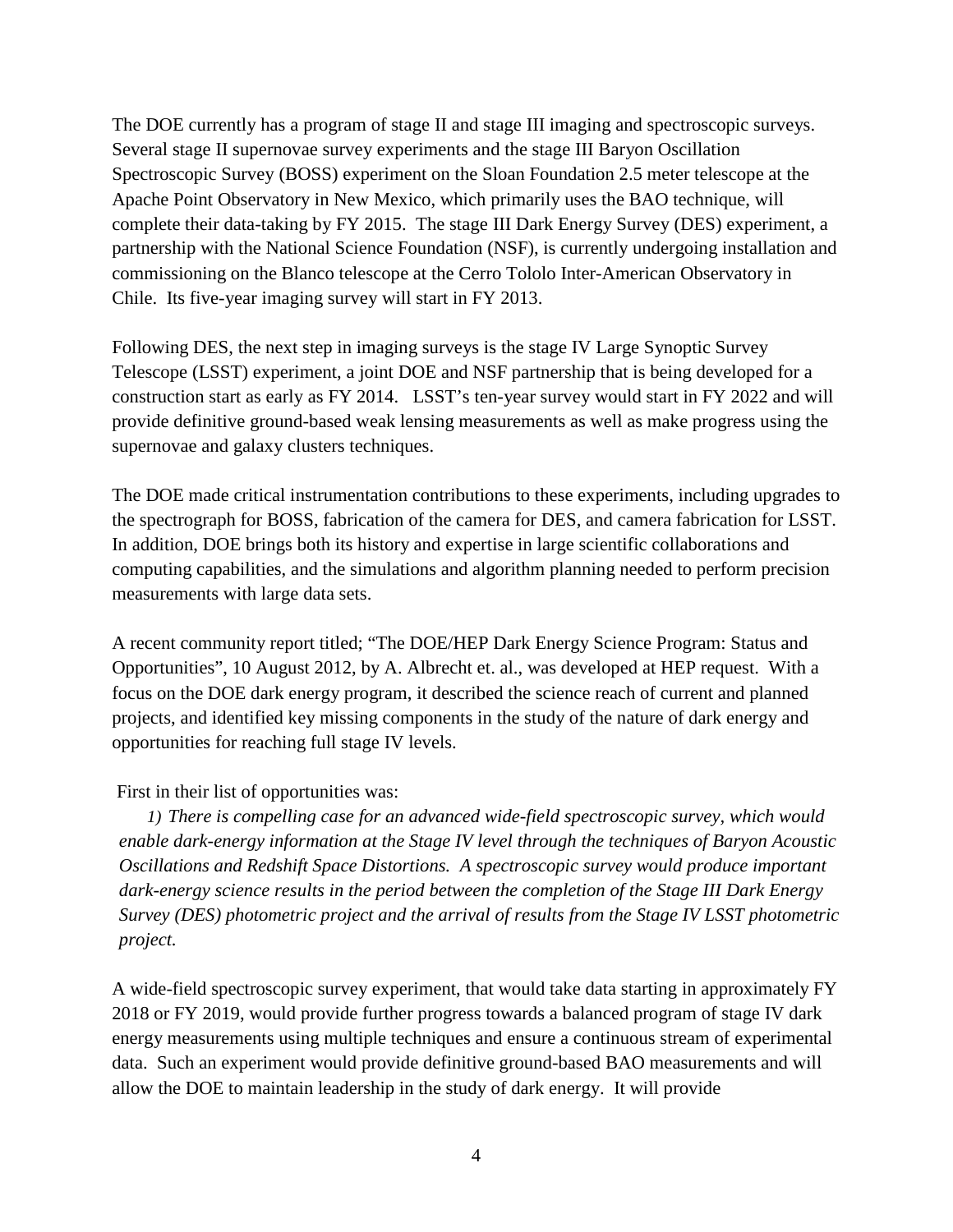The DOE currently has a program of stage II and stage III imaging and spectroscopic surveys. Several stage II supernovae survey experiments and the stage III Baryon Oscillation Spectroscopic Survey (BOSS) experiment on the Sloan Foundation 2.5 meter telescope at the Apache Point Observatory in New Mexico, which primarily uses the BAO technique, will complete their data-taking by FY 2015. The stage III Dark Energy Survey (DES) experiment, a partnership with the National Science Foundation (NSF), is currently undergoing installation and commissioning on the Blanco telescope at the Cerro Tololo Inter-American Observatory in Chile. Its five-year imaging survey will start in FY 2013.

Following DES, the next step in imaging surveys is the stage IV Large Synoptic Survey Telescope (LSST) experiment, a joint DOE and NSF partnership that is being developed for a construction start as early as FY 2014. LSST's ten-year survey would start in FY 2022 and will provide definitive ground-based weak lensing measurements as well as make progress using the supernovae and galaxy clusters techniques.

The DOE made critical instrumentation contributions to these experiments, including upgrades to the spectrograph for BOSS, fabrication of the camera for DES, and camera fabrication for LSST. In addition, DOE brings both its history and expertise in large scientific collaborations and computing capabilities, and the simulations and algorithm planning needed to perform precision measurements with large data sets.

A recent community report titled; "The DOE/HEP Dark Energy Science Program: Status and Opportunities", 10 August 2012, by A. Albrecht et. al., was developed at HEP request. With a focus on the DOE dark energy program, it described the science reach of current and planned projects, and identified key missing components in the study of the nature of dark energy and opportunities for reaching full stage IV levels.

First in their list of opportunities was:

> *1) There is compelling case for an advanced wide-field spectroscopic survey, which would enable dark-energy information at the Stage IV level through the techniques of Baryon Acoustic Oscillations and Redshift Space Distortions. A spectroscopic survey would produce important dark-energy science results in the period between the completion of the Stage III Dark Energy Survey (DES) photometric project and the arrival of results from the Stage IV LSST photometric project.*

A wide-field spectroscopic survey experiment, that would take data starting in approximately FY 2018 or FY 2019, would provide further progress towards a balanced program of stage IV dark energy measurements using multiple techniques and ensure a continuous stream of experimental data. Such an experiment would provide definitive ground-based BAO measurements and will allow the DOE to maintain leadership in the study of dark energy. It will provide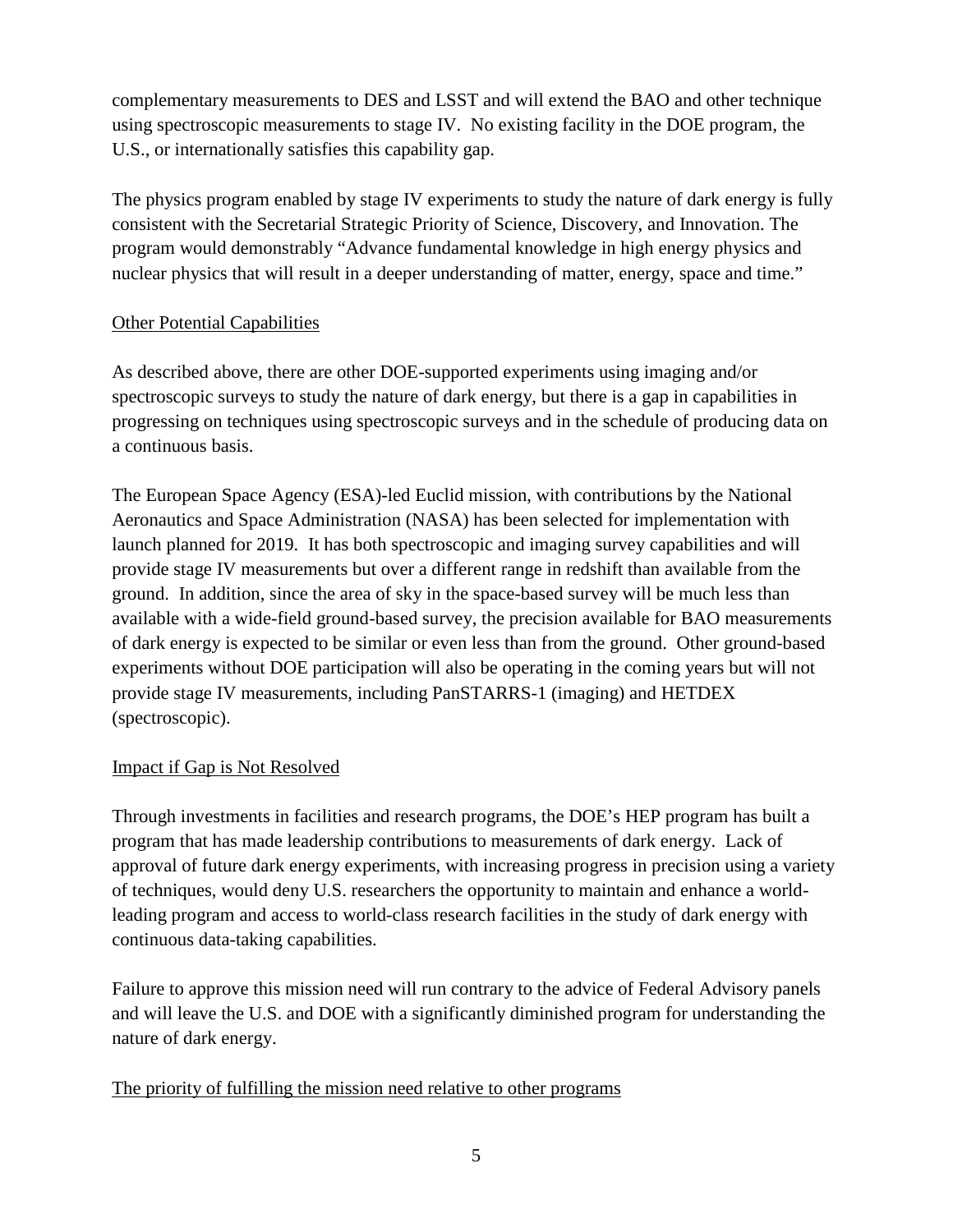complementary measurements to DES and LSST and will extend the BAO and other technique using spectroscopic measurements to stage IV. No existing facility in the DOE program, the U.S., or internationally satisfies this capability gap.

The physics program enabled by stage IV experiments to study the nature of dark energy is fully consistent with the Secretarial Strategic Priority of Science, Discovery, and Innovation. The program would demonstrably "Advance fundamental knowledge in high energy physics and nuclear physics that will result in a deeper understanding of matter, energy, space and time."

### Other Potential Capabilities

As described above, there are other DOE-supported experiments using imaging and/or spectroscopic surveys to study the nature of dark energy, but there is a gap in capabilities in progressing on techniques using spectroscopic surveys and in the schedule of producing data on a continuous basis.

The European Space Agency (ESA)-led Euclid mission, with contributions by the National Aeronautics and Space Administration (NASA) has been selected for implementation with launch planned for 2019. It has both spectroscopic and imaging survey capabilities and will provide stage IV measurements but over a different range in redshift than available from the ground. In addition, since the area of sky in the space-based survey will be much less than available with a wide-field ground-based survey, the precision available for BAO measurements of dark energy is expected to be similar or even less than from the ground. Other ground-based experiments without DOE participation will also be operating in the coming years but will not provide stage IV measurements, including PanSTARRS-1 (imaging) and HETDEX (spectroscopic).

### Impact if Gap is Not Resolved

Through investments in facilities and research programs, the DOE's HEP program has built a program that has made leadership contributions to measurements of dark energy. Lack of approval of future dark energy experiments, with increasing progress in precision using a variety of techniques, would deny U.S. researchers the opportunity to maintain and enhance a world-leading program and access to world-class research facilities in the study of dark energy with continuous data-taking capabilities.

Failure to approve this mission need will run contrary to the advice of Federal Advisory panels and will leave the U.S. and DOE with a significantly diminished program for understanding the nature of dark energy.

### The priority of fulfilling the mission need relative to other programs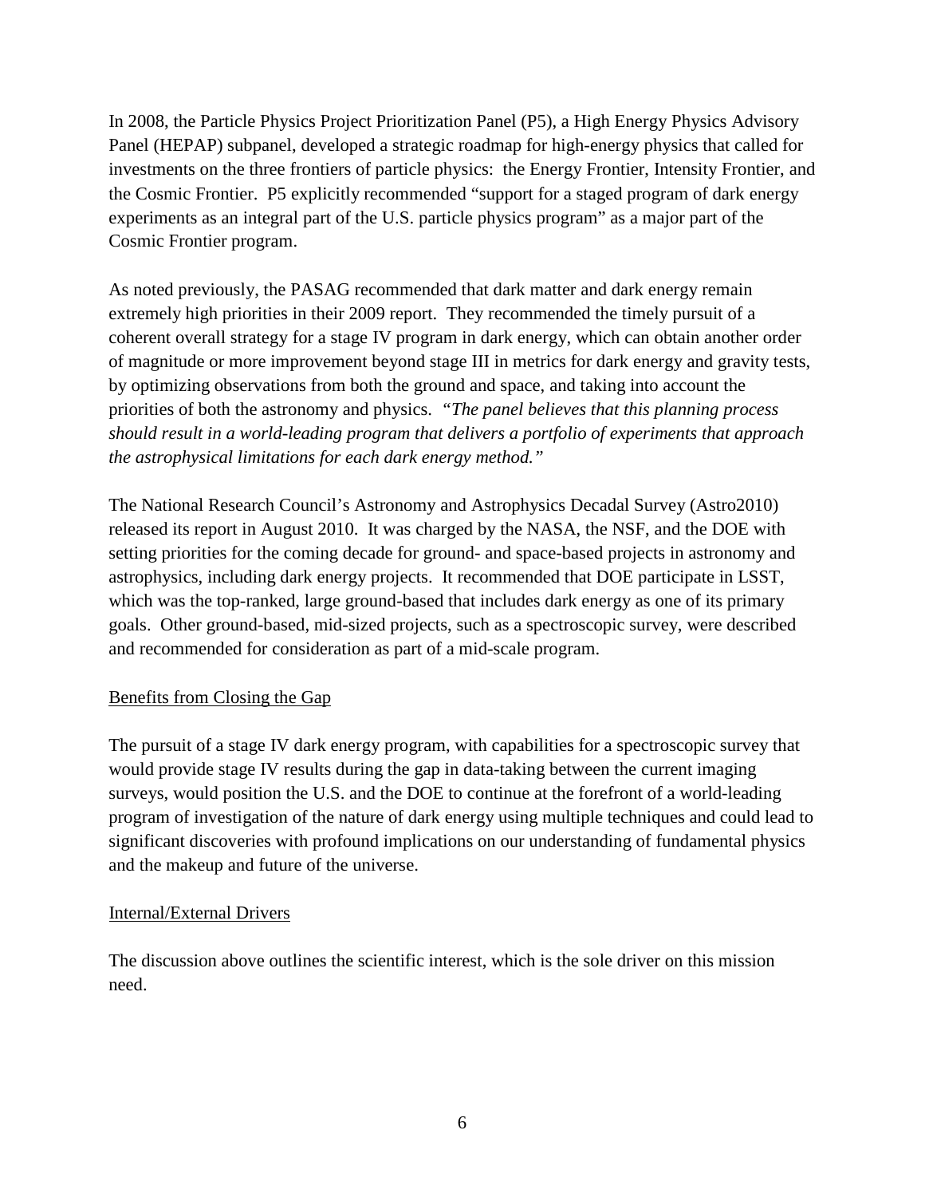In 2008, the Particle Physics Project Prioritization Panel (P5), a High Energy Physics Advisory Panel (HEPAP) subpanel, developed a strategic roadmap for high-energy physics that called for investments on the three frontiers of particle physics: the Energy Frontier, Intensity Frontier, and the Cosmic Frontier. P5 explicitly recommended "support for a staged program of dark energy experiments as an integral part of the U.S. particle physics program" as a major part of the Cosmic Frontier program.

As noted previously, the PASAG recommended that dark matter and dark energy remain extremely high priorities in their 2009 report. They recommended the timely pursuit of a coherent overall strategy for a stage IV program in dark energy, which can obtain another order of magnitude or more improvement beyond stage III in metrics for dark energy and gravity tests, by optimizing observations from both the ground and space, and taking into account the priorities of both the astronomy and physics. *"The panel believes that this planning process should result in a world-leading program that delivers a portfolio of experiments that approach the astrophysical limitations for each dark energy method."*

The National Research Council's Astronomy and Astrophysics Decadal Survey (Astro2010) released its report in August 2010. It was charged by the NASA, the NSF, and the DOE with setting priorities for the coming decade for ground- and space-based projects in astronomy and astrophysics, including dark energy projects. It recommended that DOE participate in LSST, which was the top-ranked, large ground-based that includes dark energy as one of its primary goals. Other ground-based, mid-sized projects, such as a spectroscopic survey, were described and recommended for consideration as part of a mid-scale program.

## Benefits from Closing the Gap

The pursuit of a stage IV dark energy program, with capabilities for a spectroscopic survey that would provide stage IV results during the gap in data-taking between the current imaging surveys, would position the U.S. and the DOE to continue at the forefront of a world-leading program of investigation of the nature of dark energy using multiple techniques and could lead to significant discoveries with profound implications on our understanding of fundamental physics and the makeup and future of the universe.

## Internal/External Drivers

The discussion above outlines the scientific interest, which is the sole driver on this mission need.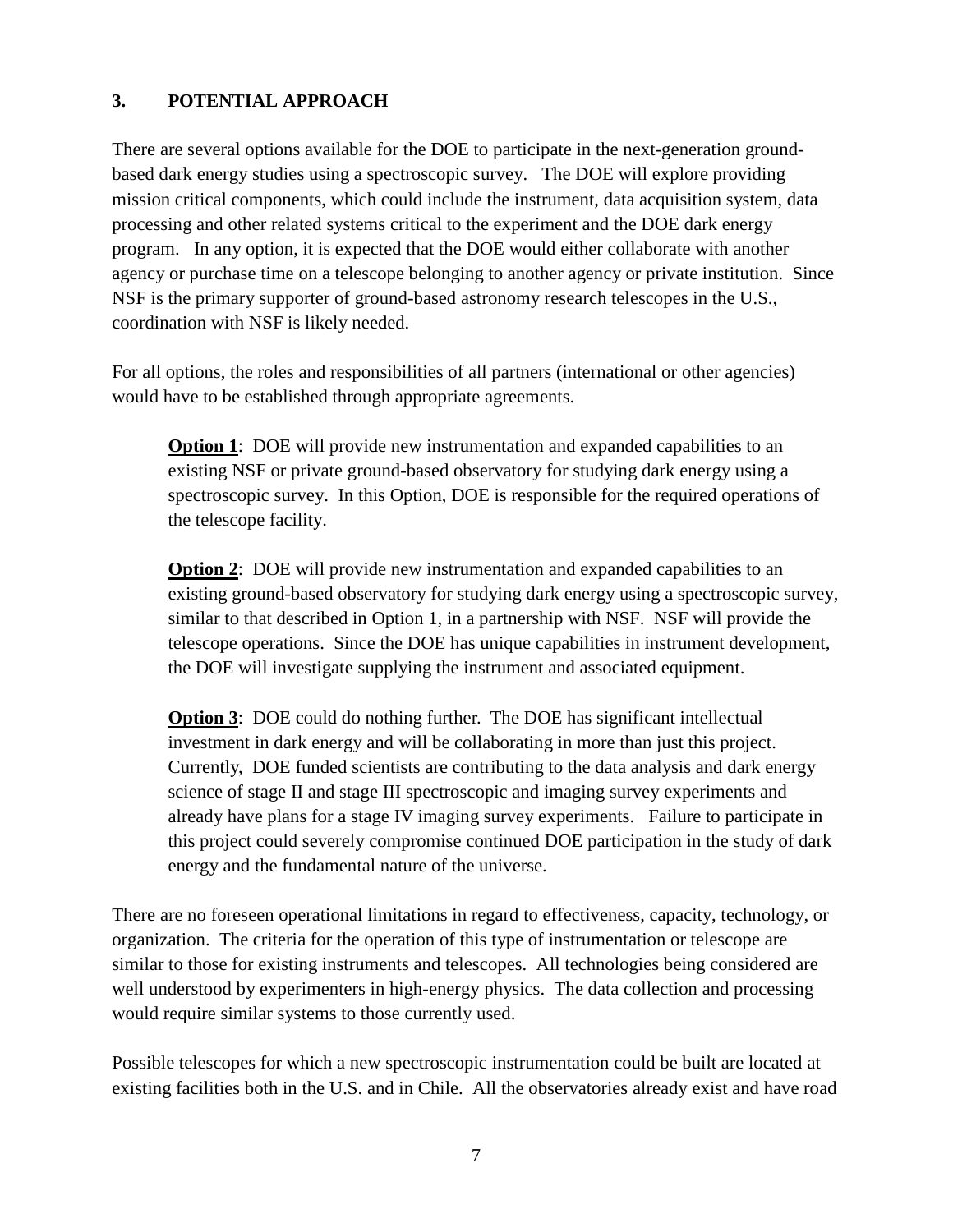## 3. POTENTIAL APPROACH

There are several options available for the DOE to participate in the next-generation ground-based dark energy studies using a spectroscopic survey. The DOE will explore providing mission critical components, which could include the instrument, data acquisition system, data processing and other related systems critical to the experiment and the DOE dark energy program. In any option, it is expected that the DOE would either collaborate with another agency or purchase time on a telescope belonging to another agency or private institution. Since NSF is the primary supporter of ground-based astronomy research telescopes in the U.S., coordination with NSF is likely needed.

For all options, the roles and responsibilities of all partners (international or other agencies) would have to be established through appropriate agreements.

> **<u>Option 1</u>**: DOE will provide new instrumentation and expanded capabilities to an existing NSF or private ground-based observatory for studying dark energy using a spectroscopic survey. In this Option, DOE is responsible for the required operations of the telescope facility.
>
> **<u>Option 2</u>**: DOE will provide new instrumentation and expanded capabilities to an existing ground-based observatory for studying dark energy using a spectroscopic survey, similar to that described in Option 1, in a partnership with NSF. NSF will provide the telescope operations. Since the DOE has unique capabilities in instrument development, the DOE will investigate supplying the instrument and associated equipment.
>
> **<u>Option 3</u>**: DOE could do nothing further. The DOE has significant intellectual investment in dark energy and will be collaborating in more than just this project. Currently, DOE funded scientists are contributing to the data analysis and dark energy science of stage II and stage III spectroscopic and imaging survey experiments and already have plans for a stage IV imaging survey experiments. Failure to participate in this project could severely compromise continued DOE participation in the study of dark energy and the fundamental nature of the universe.

There are no foreseen operational limitations in regard to effectiveness, capacity, technology, or organization. The criteria for the operation of this type of instrumentation or telescope are similar to those for existing instruments and telescopes. All technologies being considered are well understood by experimenters in high-energy physics. The data collection and processing would require similar systems to those currently used.

Possible telescopes for which a new spectroscopic instrumentation could be built are located at existing facilities both in the U.S. and in Chile. All the observatories already exist and have road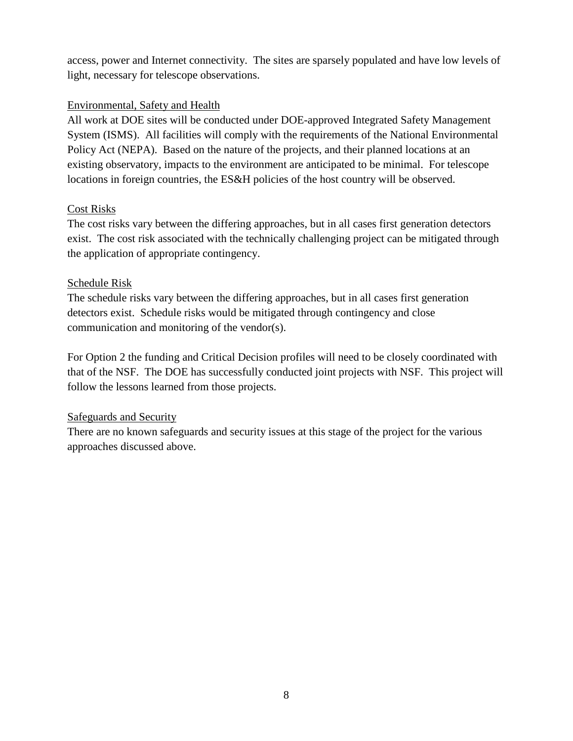access, power and Internet connectivity. The sites are sparsely populated and have low levels of light, necessary for telescope observations.

<u>Environmental, Safety and Health</u>

All work at DOE sites will be conducted under DOE-approved Integrated Safety Management System (ISMS). All facilities will comply with the requirements of the National Environmental Policy Act (NEPA). Based on the nature of the projects, and their planned locations at an existing observatory, impacts to the environment are anticipated to be minimal. For telescope locations in foreign countries, the ES&H policies of the host country will be observed.

<u>Cost Risks</u>

The cost risks vary between the differing approaches, but in all cases first generation detectors exist. The cost risk associated with the technically challenging project can be mitigated through the application of appropriate contingency.

<u>Schedule Risk</u>

The schedule risks vary between the differing approaches, but in all cases first generation detectors exist. Schedule risks would be mitigated through contingency and close communication and monitoring of the vendor(s).

For Option 2 the funding and Critical Decision profiles will need to be closely coordinated with that of the NSF. The DOE has successfully conducted joint projects with NSF. This project will follow the lessons learned from those projects.

<u>Safeguards and Security</u>

There are no known safeguards and security issues at this stage of the project for the various approaches discussed above.